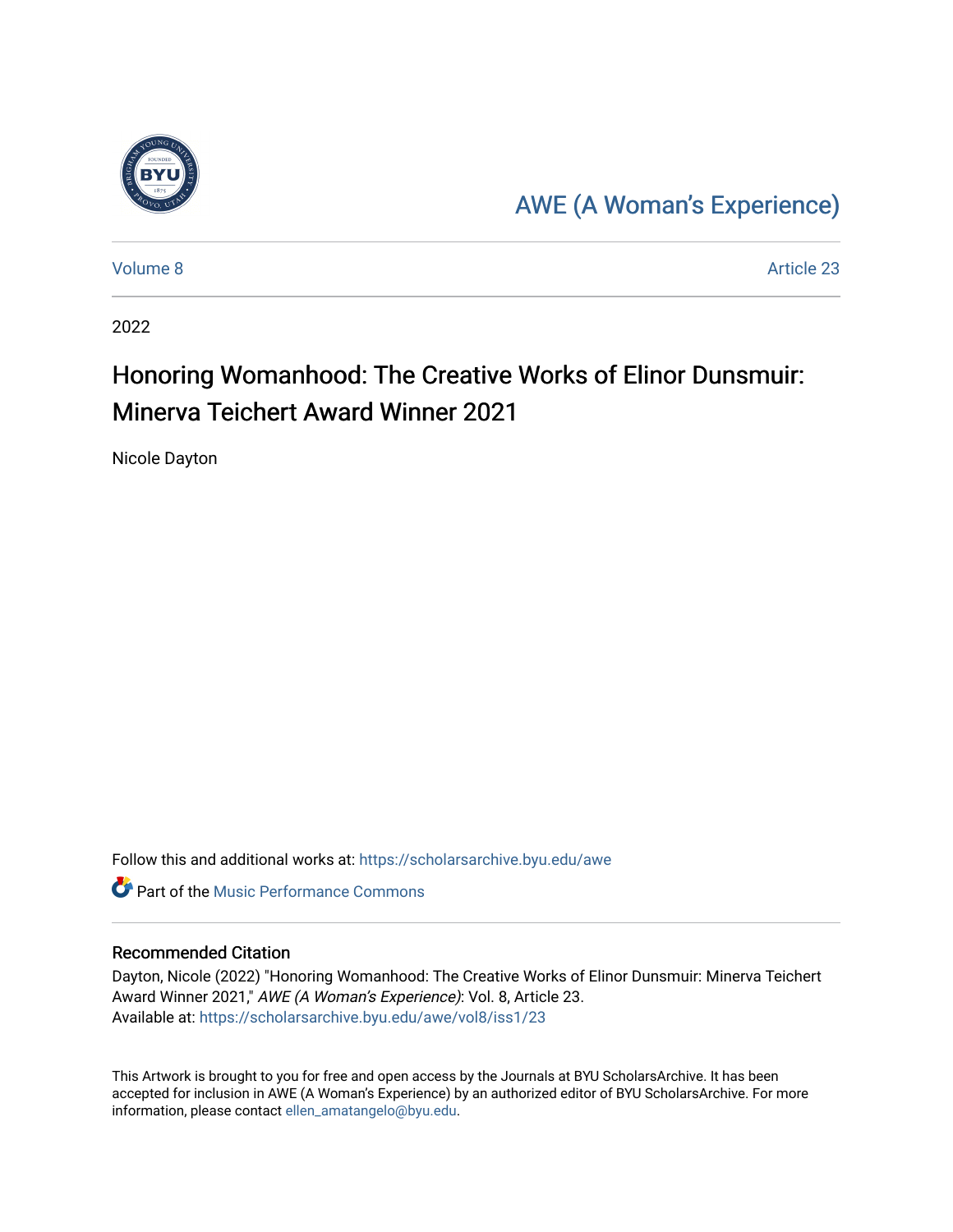AWE (A Woman's Experience)

Volume 8 | Article 23

2022

# Honoring Womanhood: The Creative Works of Elinor Dunsmuir: Minerva Teichert Award Winner 2021

Nicole Dayton

Follow this and additional works at: https://scholarsarchive.byu.edu/awe

Part of the Music Performance Commons

## Recommended Citation

Dayton, Nicole (2022) "Honoring Womanhood: The Creative Works of Elinor Dunsmuir: Minerva Teichert Award Winner 2021," *AWE (A Woman's Experience)*: Vol. 8, Article 23.
Available at: https://scholarsarchive.byu.edu/awe/vol8/iss1/23

This Artwork is brought to you for free and open access by the Journals at BYU ScholarsArchive. It has been accepted for inclusion in AWE (A Woman's Experience) by an authorized editor of BYU ScholarsArchive. For more information, please contact ellen_amatangelo@byu.edu.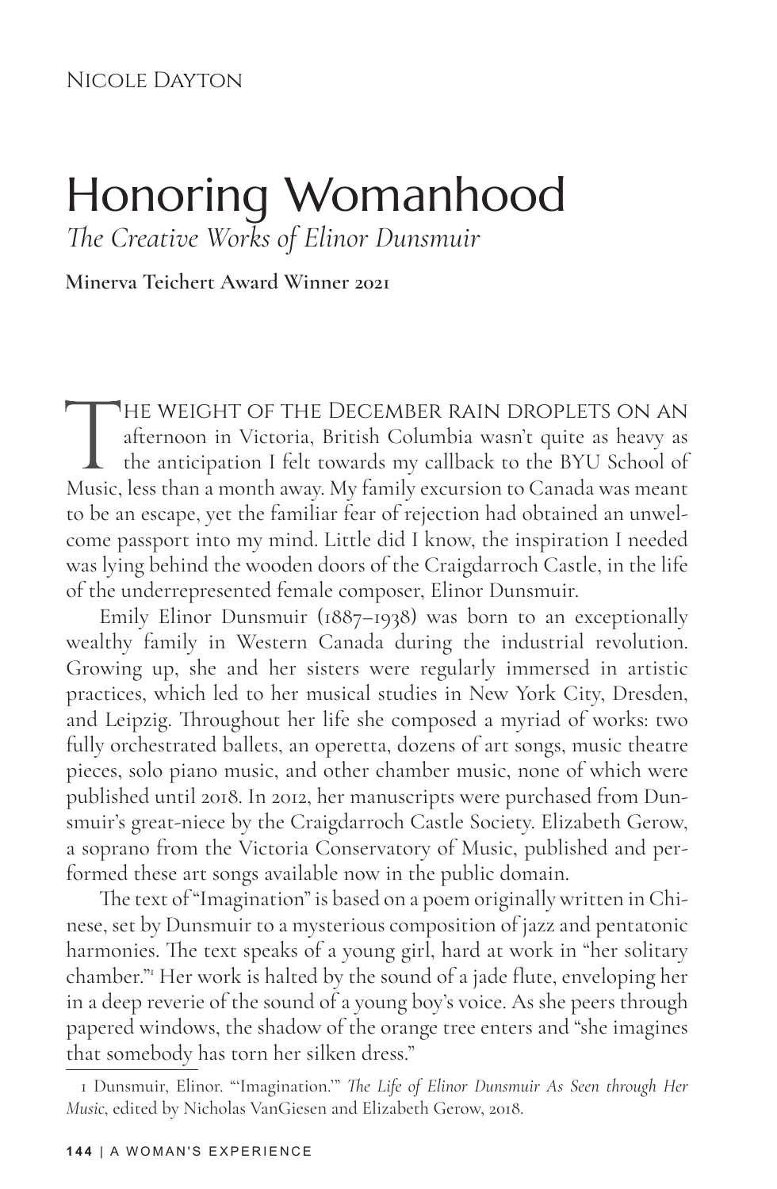Nicole Dayton

# Honoring Womanhood

*The Creative Works of Elinor Dunsmuir*

**Minerva Teichert Award Winner 2021**

The weight of the December rain droplets on an afternoon in Victoria, British Columbia wasn't quite as heavy as the anticipation I felt towards my callback to the BYU School of Music, less than a month away. My family excursion to Canada was meant to be an escape, yet the familiar fear of rejection had obtained an unwelcome passport into my mind. Little did I know, the inspiration I needed was lying behind the wooden doors of the Craigdarroch Castle, in the life of the underrepresented female composer, Elinor Dunsmuir.

Emily Elinor Dunsmuir (1887–1938) was born to an exceptionally wealthy family in Western Canada during the industrial revolution. Growing up, she and her sisters were regularly immersed in artistic practices, which led to her musical studies in New York City, Dresden, and Leipzig. Throughout her life she composed a myriad of works: two fully orchestrated ballets, an operetta, dozens of art songs, music theatre pieces, solo piano music, and other chamber music, none of which were published until 2018. In 2012, her manuscripts were purchased from Dunsmuir's great-niece by the Craigdarroch Castle Society. Elizabeth Gerow, a soprano from the Victoria Conservatory of Music, published and performed these art songs available now in the public domain.

The text of "Imagination" is based on a poem originally written in Chinese, set by Dunsmuir to a mysterious composition of jazz and pentatonic harmonies. The text speaks of a young girl, hard at work in "her solitary chamber."[1] Her work is halted by the sound of a jade flute, enveloping her in a deep reverie of the sound of a young boy's voice. As she peers through papered windows, the shadow of the orange tree enters and "she imagines that somebody has torn her silken dress."

1 Dunsmuir, Elinor. "'Imagination.'" *The Life of Elinor Dunsmuir As Seen through Her Music*, edited by Nicholas VanGiesen and Elizabeth Gerow, 2018.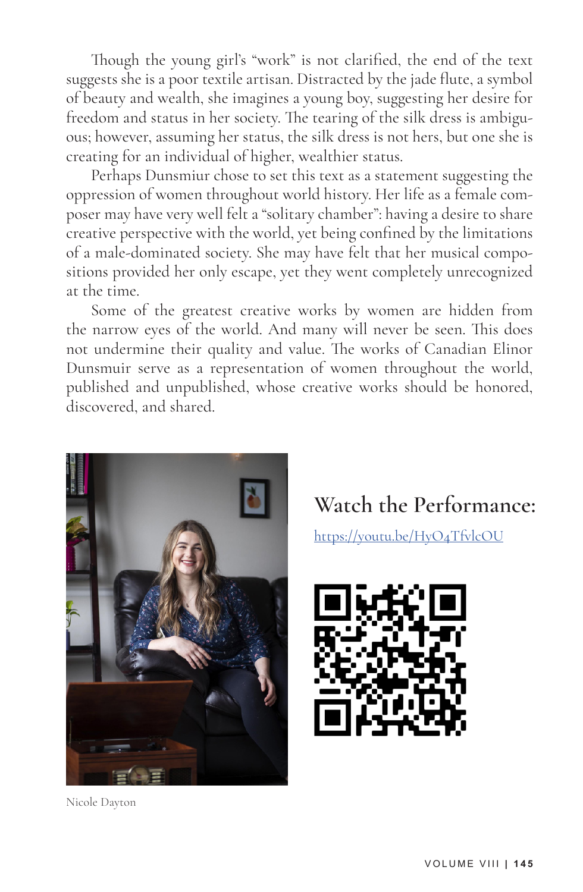Though the young girl's "work" is not clarified, the end of the text suggests she is a poor textile artisan. Distracted by the jade flute, a symbol of beauty and wealth, she imagines a young boy, suggesting her desire for freedom and status in her society. The tearing of the silk dress is ambiguous; however, assuming her status, the silk dress is not hers, but one she is creating for an individual of higher, wealthier status.

Perhaps Dunsmiur chose to set this text as a statement suggesting the oppression of women throughout world history. Her life as a female composer may have very well felt a "solitary chamber": having a desire to share creative perspective with the world, yet being confined by the limitations of a male-dominated society. She may have felt that her musical compositions provided her only escape, yet they went completely unrecognized at the time.

Some of the greatest creative works by women are hidden from the narrow eyes of the world. And many will never be seen. This does not undermine their quality and value. The works of Canadian Elinor Dunsmuir serve as a representation of women throughout the world, published and unpublished, whose creative works should be honored, discovered, and shared.

Nicole Dayton

## Watch the Performance:

https://youtu.be/HyO4TfvlcOU